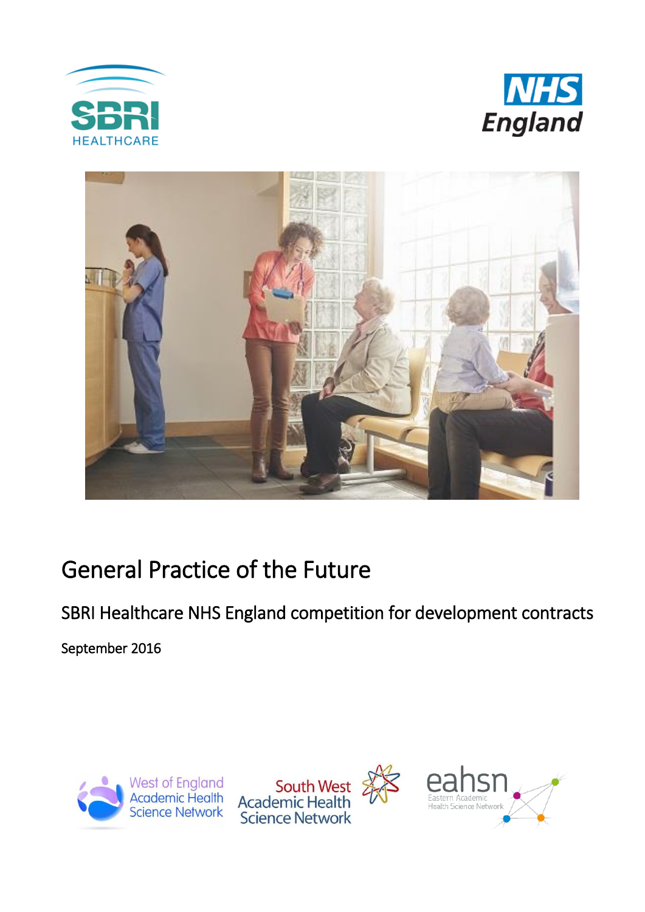# General Practice of the Future

## SBRI Healthcare NHS England competition for development contracts

September 2016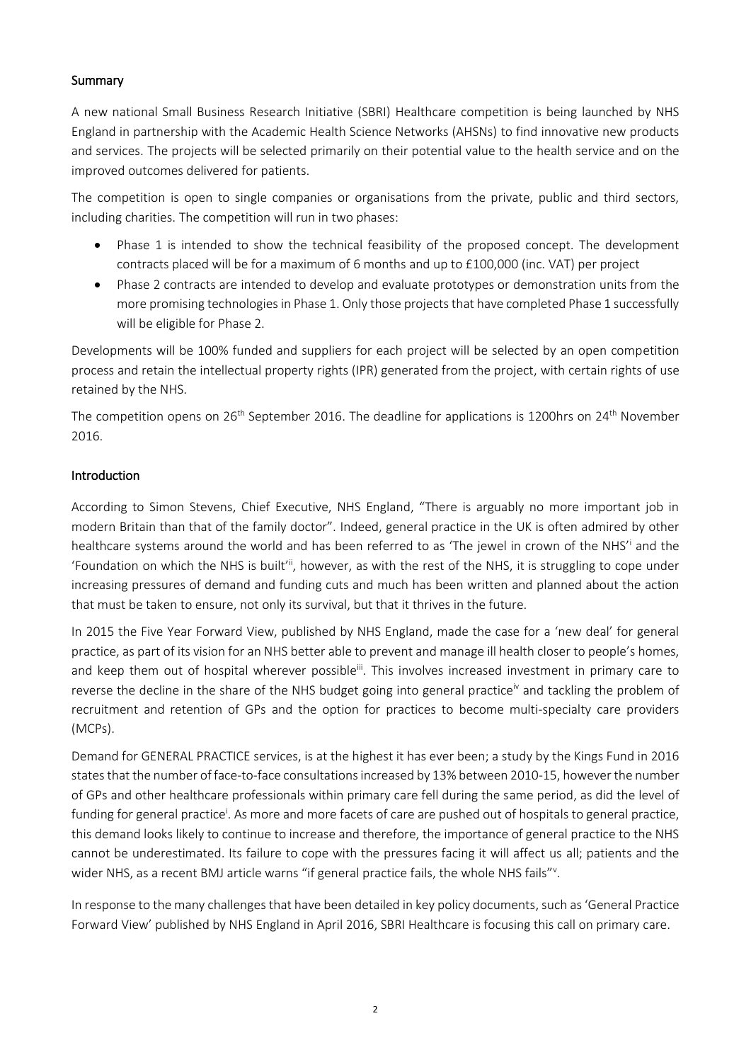## Summary

A new national Small Business Research Initiative (SBRI) Healthcare competition is being launched by NHS England in partnership with the Academic Health Science Networks (AHSNs) to find innovative new products and services. The projects will be selected primarily on their potential value to the health service and on the improved outcomes delivered for patients.

The competition is open to single companies or organisations from the private, public and third sectors, including charities. The competition will run in two phases:

- Phase 1 is intended to show the technical feasibility of the proposed concept. The development contracts placed will be for a maximum of 6 months and up to £100,000 (inc. VAT) per project
- Phase 2 contracts are intended to develop and evaluate prototypes or demonstration units from the more promising technologies in Phase 1. Only those projects that have completed Phase 1 successfully will be eligible for Phase 2.

Developments will be 100% funded and suppliers for each project will be selected by an open competition process and retain the intellectual property rights (IPR) generated from the project, with certain rights of use retained by the NHS.

The competition opens on 26th September 2016. The deadline for applications is 1200hrs on 24th November 2016.

## Introduction

According to Simon Stevens, Chief Executive, NHS England, "There is arguably no more important job in modern Britain than that of the family doctor". Indeed, general practice in the UK is often admired by other healthcare systems around the world and has been referred to as 'The jewel in crown of the NHS'[i] and the 'Foundation on which the NHS is built'[ii], however, as with the rest of the NHS, it is struggling to cope under increasing pressures of demand and funding cuts and much has been written and planned about the action that must be taken to ensure, not only its survival, but that it thrives in the future.

In 2015 the Five Year Forward View, published by NHS England, made the case for a 'new deal' for general practice, as part of its vision for an NHS better able to prevent and manage ill health closer to people's homes, and keep them out of hospital wherever possible[iii]. This involves increased investment in primary care to reverse the decline in the share of the NHS budget going into general practice[iv] and tackling the problem of recruitment and retention of GPs and the option for practices to become multi-specialty care providers (MCPs).

Demand for GENERAL PRACTICE services, is at the highest it has ever been; a study by the Kings Fund in 2016 states that the number of face-to-face consultations increased by 13% between 2010-15, however the number of GPs and other healthcare professionals within primary care fell during the same period, as did the level of funding for general practice[i]. As more and more facets of care are pushed out of hospitals to general practice, this demand looks likely to continue to increase and therefore, the importance of general practice to the NHS cannot be underestimated. Its failure to cope with the pressures facing it will affect us all; patients and the wider NHS, as a recent BMJ article warns "if general practice fails, the whole NHS fails"[v].

In response to the many challenges that have been detailed in key policy documents, such as 'General Practice Forward View' published by NHS England in April 2016, SBRI Healthcare is focusing this call on primary care.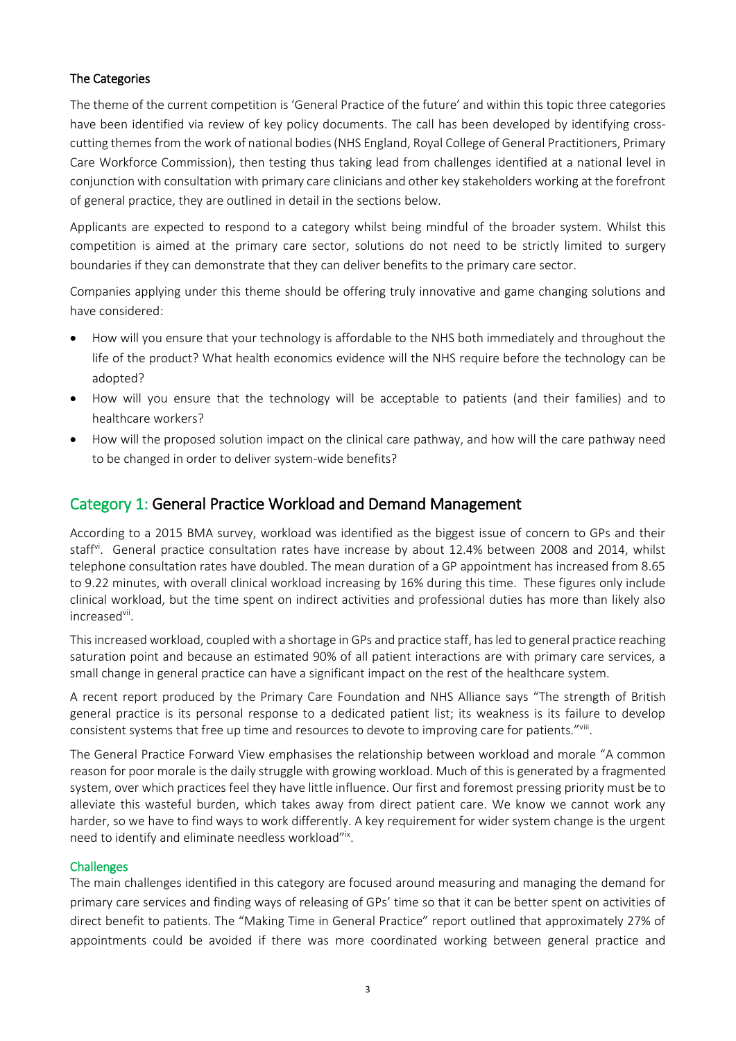### The Categories

The theme of the current competition is 'General Practice of the future' and within this topic three categories have been identified via review of key policy documents. The call has been developed by identifying cross-cutting themes from the work of national bodies (NHS England, Royal College of General Practitioners, Primary Care Workforce Commission), then testing thus taking lead from challenges identified at a national level in conjunction with consultation with primary care clinicians and other key stakeholders working at the forefront of general practice, they are outlined in detail in the sections below.

Applicants are expected to respond to a category whilst being mindful of the broader system. Whilst this competition is aimed at the primary care sector, solutions do not need to be strictly limited to surgery boundaries if they can demonstrate that they can deliver benefits to the primary care sector.

Companies applying under this theme should be offering truly innovative and game changing solutions and have considered:

- How will you ensure that your technology is affordable to the NHS both immediately and throughout the life of the product? What health economics evidence will the NHS require before the technology can be adopted?
- How will you ensure that the technology will be acceptable to patients (and their families) and to healthcare workers?
- How will the proposed solution impact on the clinical care pathway, and how will the care pathway need to be changed in order to deliver system-wide benefits?

## Category 1: General Practice Workload and Demand Management

According to a 2015 BMA survey, workload was identified as the biggest issue of concern to GPs and their staff[vi]. General practice consultation rates have increase by about 12.4% between 2008 and 2014, whilst telephone consultation rates have doubled. The mean duration of a GP appointment has increased from 8.65 to 9.22 minutes, with overall clinical workload increasing by 16% during this time. These figures only include clinical workload, but the time spent on indirect activities and professional duties has more than likely also increased[vii].

This increased workload, coupled with a shortage in GPs and practice staff, has led to general practice reaching saturation point and because an estimated 90% of all patient interactions are with primary care services, a small change in general practice can have a significant impact on the rest of the healthcare system.

A recent report produced by the Primary Care Foundation and NHS Alliance says "The strength of British general practice is its personal response to a dedicated patient list; its weakness is its failure to develop consistent systems that free up time and resources to devote to improving care for patients."[viii].

The General Practice Forward View emphasises the relationship between workload and morale "A common reason for poor morale is the daily struggle with growing workload. Much of this is generated by a fragmented system, over which practices feel they have little influence. Our first and foremost pressing priority must be to alleviate this wasteful burden, which takes away from direct patient care. We know we cannot work any harder, so we have to find ways to work differently. A key requirement for wider system change is the urgent need to identify and eliminate needless workload"[ix].

### Challenges

The main challenges identified in this category are focused around measuring and managing the demand for primary care services and finding ways of releasing of GPs' time so that it can be better spent on activities of direct benefit to patients. The "Making Time in General Practice" report outlined that approximately 27% of appointments could be avoided if there was more coordinated working between general practice and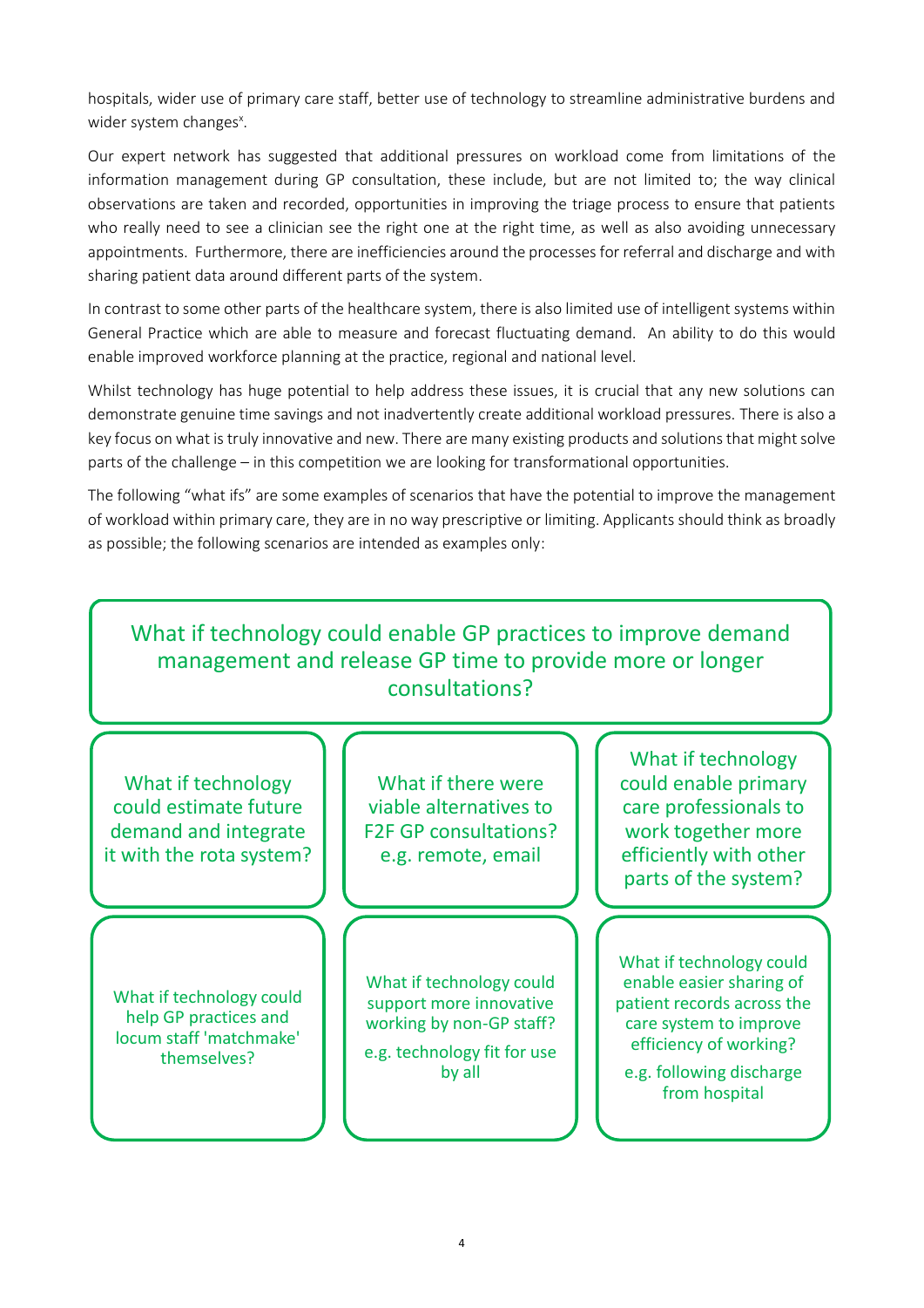hospitals, wider use of primary care staff, better use of technology to streamline administrative burdens and wider system changes[x].

Our expert network has suggested that additional pressures on workload come from limitations of the information management during GP consultation, these include, but are not limited to; the way clinical observations are taken and recorded, opportunities in improving the triage process to ensure that patients who really need to see a clinician see the right one at the right time, as well as also avoiding unnecessary appointments. Furthermore, there are inefficiencies around the processes for referral and discharge and with sharing patient data around different parts of the system.

In contrast to some other parts of the healthcare system, there is also limited use of intelligent systems within General Practice which are able to measure and forecast fluctuating demand. An ability to do this would enable improved workforce planning at the practice, regional and national level.

Whilst technology has huge potential to help address these issues, it is crucial that any new solutions can demonstrate genuine time savings and not inadvertently create additional workload pressures. There is also a key focus on what is truly innovative and new. There are many existing products and solutions that might solve parts of the challenge – in this competition we are looking for transformational opportunities.

The following "what ifs" are some examples of scenarios that have the potential to improve the management of workload within primary care, they are in no way prescriptive or limiting. Applicants should think as broadly as possible; the following scenarios are intended as examples only:

**What if technology could enable GP practices to improve demand management and release GP time to provide more or longer consultations?**

- What if technology could estimate future demand and integrate it with the rota system?
- What if there were viable alternatives to F2F GP consultations? e.g. remote, email
- What if technology could enable primary care professionals to work together more efficiently with other parts of the system?
- What if technology could help GP practices and locum staff 'matchmake' themselves?
- What if technology could support more innovative working by non-GP staff? e.g. technology fit for use by all
- What if technology could enable easier sharing of patient records across the care system to improve efficiency of working? e.g. following discharge from hospital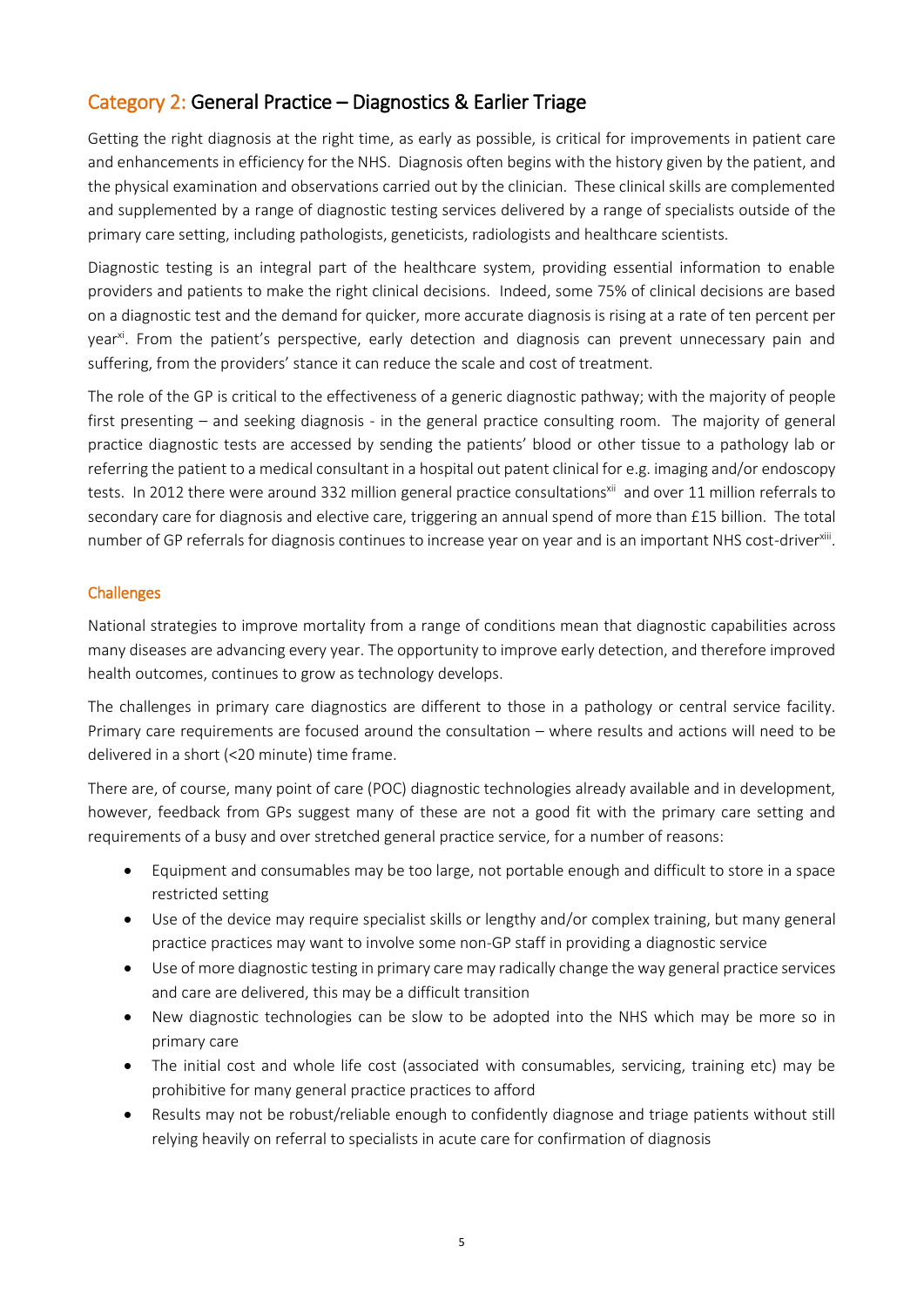## Category 2: General Practice – Diagnostics & Earlier Triage

Getting the right diagnosis at the right time, as early as possible, is critical for improvements in patient care and enhancements in efficiency for the NHS. Diagnosis often begins with the history given by the patient, and the physical examination and observations carried out by the clinician. These clinical skills are complemented and supplemented by a range of diagnostic testing services delivered by a range of specialists outside of the primary care setting, including pathologists, geneticists, radiologists and healthcare scientists.

Diagnostic testing is an integral part of the healthcare system, providing essential information to enable providers and patients to make the right clinical decisions. Indeed, some 75% of clinical decisions are based on a diagnostic test and the demand for quicker, more accurate diagnosis is rising at a rate of ten percent per year[xi]. From the patient's perspective, early detection and diagnosis can prevent unnecessary pain and suffering, from the providers' stance it can reduce the scale and cost of treatment.

The role of the GP is critical to the effectiveness of a generic diagnostic pathway; with the majority of people first presenting – and seeking diagnosis - in the general practice consulting room. The majority of general practice diagnostic tests are accessed by sending the patients' blood or other tissue to a pathology lab or referring the patient to a medical consultant in a hospital out patent clinical for e.g. imaging and/or endoscopy tests. In 2012 there were around 332 million general practice consultations[xii] and over 11 million referrals to secondary care for diagnosis and elective care, triggering an annual spend of more than £15 billion. The total number of GP referrals for diagnosis continues to increase year on year and is an important NHS cost-driver[xiii].

### Challenges

National strategies to improve mortality from a range of conditions mean that diagnostic capabilities across many diseases are advancing every year. The opportunity to improve early detection, and therefore improved health outcomes, continues to grow as technology develops.

The challenges in primary care diagnostics are different to those in a pathology or central service facility. Primary care requirements are focused around the consultation – where results and actions will need to be delivered in a short (<20 minute) time frame.

There are, of course, many point of care (POC) diagnostic technologies already available and in development, however, feedback from GPs suggest many of these are not a good fit with the primary care setting and requirements of a busy and over stretched general practice service, for a number of reasons:

- Equipment and consumables may be too large, not portable enough and difficult to store in a space restricted setting
- Use of the device may require specialist skills or lengthy and/or complex training, but many general practice practices may want to involve some non-GP staff in providing a diagnostic service
- Use of more diagnostic testing in primary care may radically change the way general practice services and care are delivered, this may be a difficult transition
- New diagnostic technologies can be slow to be adopted into the NHS which may be more so in primary care
- The initial cost and whole life cost (associated with consumables, servicing, training etc) may be prohibitive for many general practice practices to afford
- Results may not be robust/reliable enough to confidently diagnose and triage patients without still relying heavily on referral to specialists in acute care for confirmation of diagnosis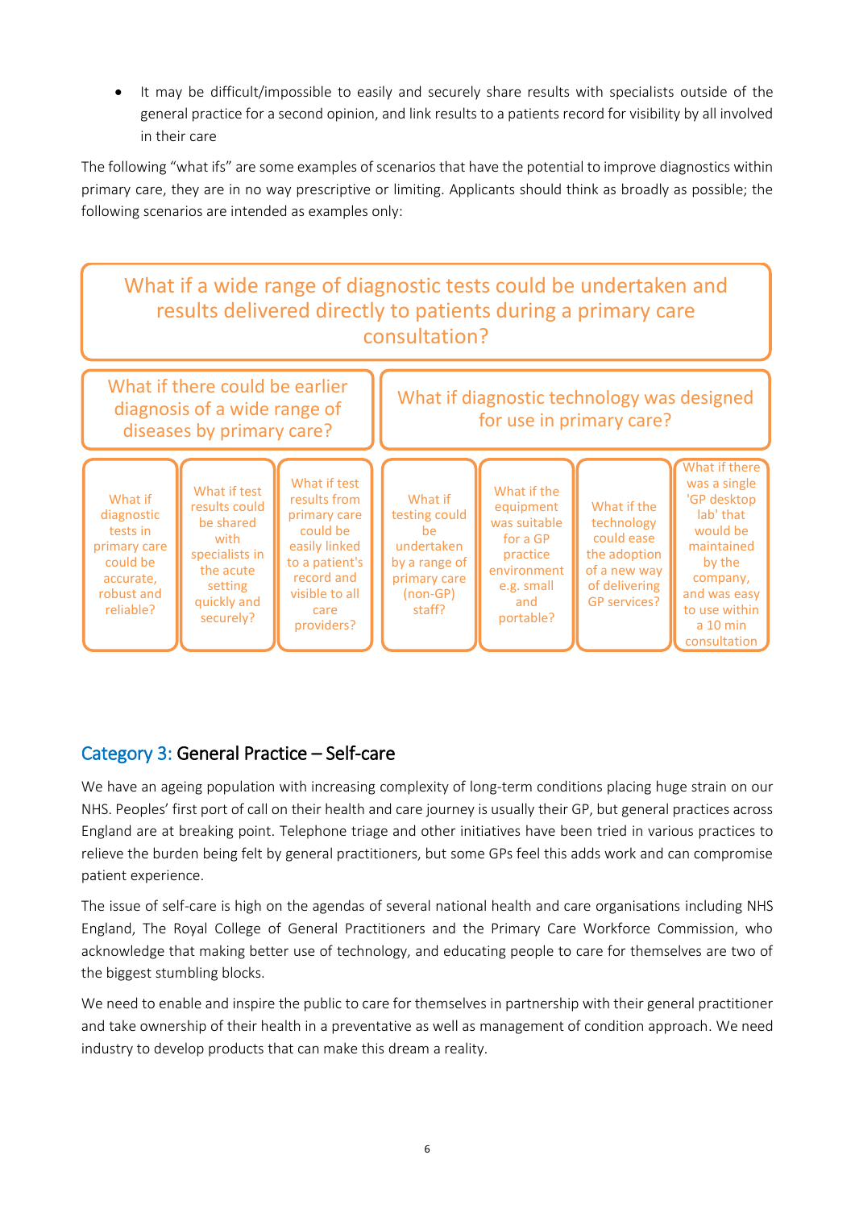- It may be difficult/impossible to easily and securely share results with specialists outside of the general practice for a second opinion, and link results to a patients record for visibility by all involved in their care

The following "what ifs" are some examples of scenarios that have the potential to improve diagnostics within primary care, they are in no way prescriptive or limiting. Applicants should think as broadly as possible; the following scenarios are intended as examples only:

What if a wide range of diagnostic tests could be undertaken and results delivered directly to patients during a primary care consultation?

What if there could be earlier diagnosis of a wide range of diseases by primary care?

- What if diagnostic tests in primary care could be accurate, robust and reliable?
- What if test results could be shared with specialists in the acute setting quickly and securely?
- What if test results from primary care could be easily linked to a patient's record and visible to all care providers?

What if diagnostic technology was designed for use in primary care?

- What if testing could be undertaken by a range of primary care (non-GP) staff?
- What if the equipment was suitable for a GP practice environment e.g. small and portable?
- What if the technology could ease the adoption of a new way of delivering GP services?
- What if there was a single 'GP desktop lab' that would be maintained by the company, and was easy to use within a 10 min consultation

## Category 3: General Practice – Self-care

We have an ageing population with increasing complexity of long-term conditions placing huge strain on our NHS. Peoples' first port of call on their health and care journey is usually their GP, but general practices across England are at breaking point. Telephone triage and other initiatives have been tried in various practices to relieve the burden being felt by general practitioners, but some GPs feel this adds work and can compromise patient experience.

The issue of self-care is high on the agendas of several national health and care organisations including NHS England, The Royal College of General Practitioners and the Primary Care Workforce Commission, who acknowledge that making better use of technology, and educating people to care for themselves are two of the biggest stumbling blocks.

We need to enable and inspire the public to care for themselves in partnership with their general practitioner and take ownership of their health in a preventative as well as management of condition approach. We need industry to develop products that can make this dream a reality.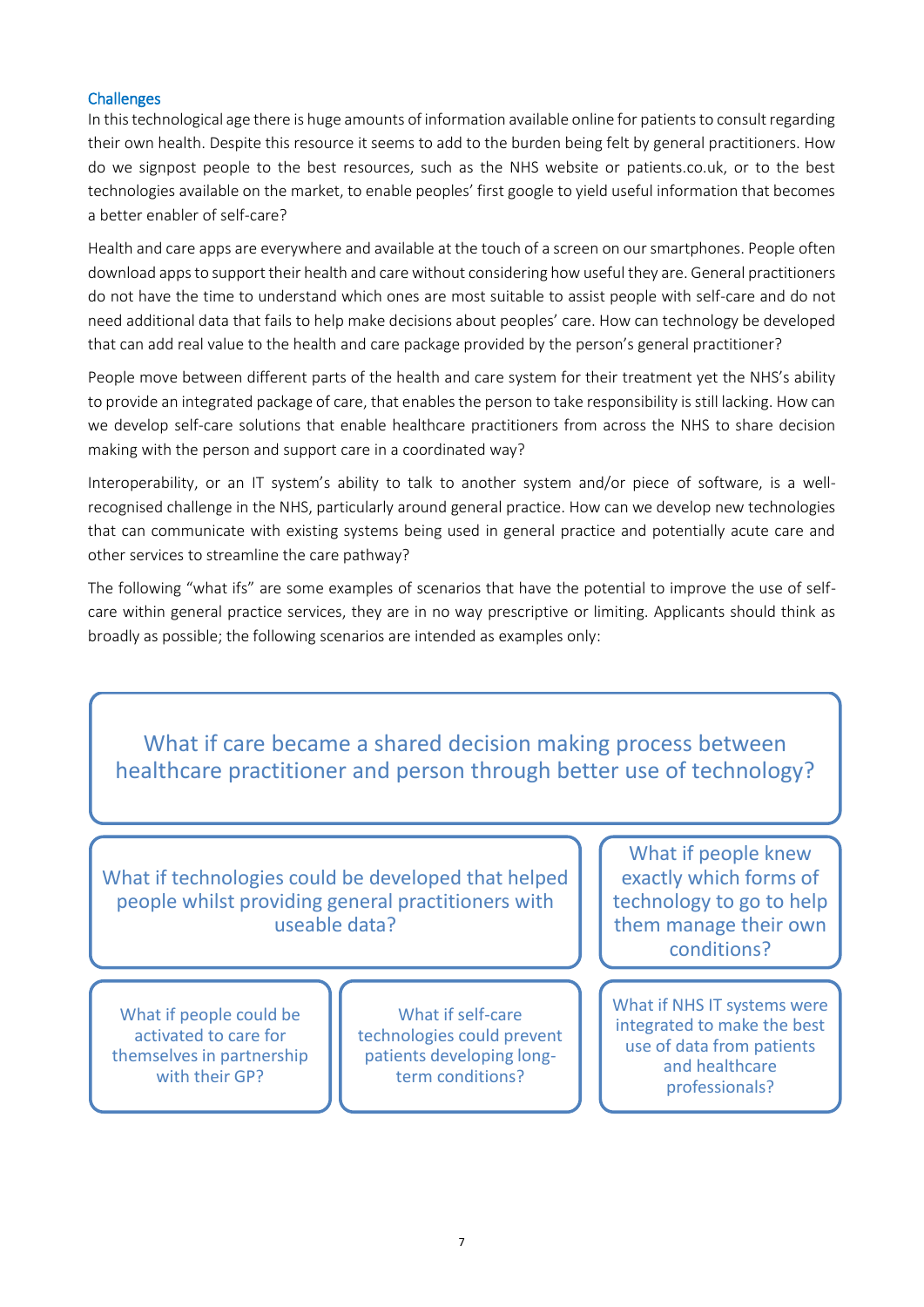### Challenges

In this technological age there is huge amounts of information available online for patients to consult regarding their own health. Despite this resource it seems to add to the burden being felt by general practitioners. How do we signpost people to the best resources, such as the NHS website or patients.co.uk, or to the best technologies available on the market, to enable peoples' first google to yield useful information that becomes a better enabler of self-care?

Health and care apps are everywhere and available at the touch of a screen on our smartphones. People often download apps to support their health and care without considering how useful they are. General practitioners do not have the time to understand which ones are most suitable to assist people with self-care and do not need additional data that fails to help make decisions about peoples' care. How can technology be developed that can add real value to the health and care package provided by the person's general practitioner?

People move between different parts of the health and care system for their treatment yet the NHS's ability to provide an integrated package of care, that enables the person to take responsibility is still lacking. How can we develop self-care solutions that enable healthcare practitioners from across the NHS to share decision making with the person and support care in a coordinated way?

Interoperability, or an IT system's ability to talk to another system and/or piece of software, is a well-recognised challenge in the NHS, particularly around general practice. How can we develop new technologies that can communicate with existing systems being used in general practice and potentially acute care and other services to streamline the care pathway?

The following "what ifs" are some examples of scenarios that have the potential to improve the use of self-care within general practice services, they are in no way prescriptive or limiting. Applicants should think as broadly as possible; the following scenarios are intended as examples only:

- What if care became a shared decision making process between healthcare practitioner and person through better use of technology?
- What if technologies could be developed that helped people whilst providing general practitioners with useable data?
- What if people knew exactly which forms of technology to go to help them manage their own conditions?
- What if people could be activated to care for themselves in partnership with their GP?
- What if self-care technologies could prevent patients developing long-term conditions?
- What if NHS IT systems were integrated to make the best use of data from patients and healthcare professionals?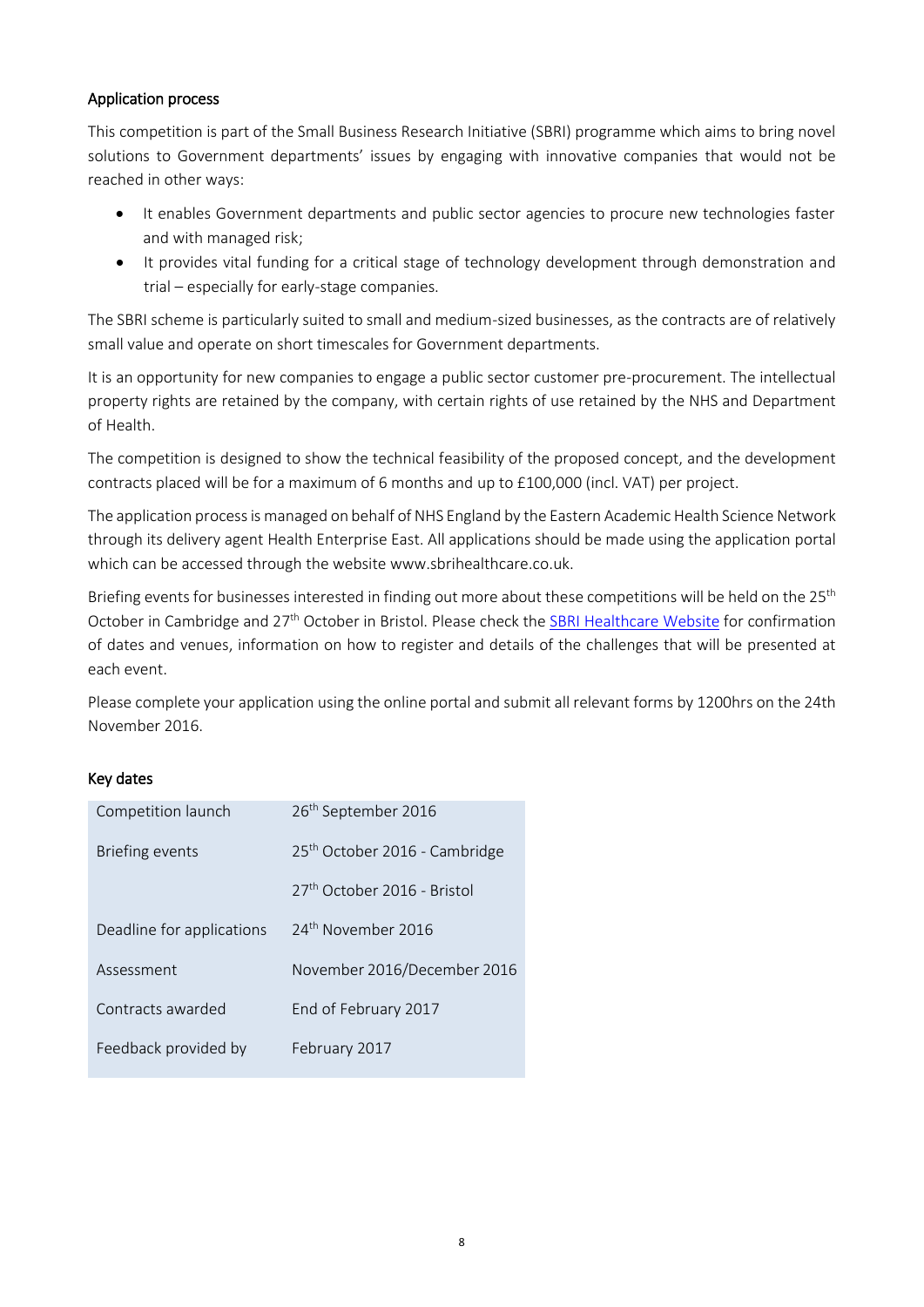### Application process

This competition is part of the Small Business Research Initiative (SBRI) programme which aims to bring novel solutions to Government departments' issues by engaging with innovative companies that would not be reached in other ways:

- It enables Government departments and public sector agencies to procure new technologies faster and with managed risk;
- It provides vital funding for a critical stage of technology development through demonstration and trial – especially for early-stage companies.

The SBRI scheme is particularly suited to small and medium-sized businesses, as the contracts are of relatively small value and operate on short timescales for Government departments.

It is an opportunity for new companies to engage a public sector customer pre-procurement. The intellectual property rights are retained by the company, with certain rights of use retained by the NHS and Department of Health.

The competition is designed to show the technical feasibility of the proposed concept, and the development contracts placed will be for a maximum of 6 months and up to £100,000 (incl. VAT) per project.

The application process is managed on behalf of NHS England by the Eastern Academic Health Science Network through its delivery agent Health Enterprise East. All applications should be made using the application portal which can be accessed through the website www.sbrihealthcare.co.uk.

Briefing events for businesses interested in finding out more about these competitions will be held on the 25th October in Cambridge and 27th October in Bristol. Please check the SBRI Healthcare Website for confirmation of dates and venues, information on how to register and details of the challenges that will be presented at each event.

Please complete your application using the online portal and submit all relevant forms by 1200hrs on the 24th November 2016.

### Key dates

| | |
|---|---|
| Competition launch | 26th September 2016 |
| Briefing events | 25th October 2016 - Cambridge |
| | 27th October 2016 - Bristol |
| Deadline for applications | 24th November 2016 |
| Assessment | November 2016/December 2016 |
| Contracts awarded | End of February 2017 |
| Feedback provided by | February 2017 |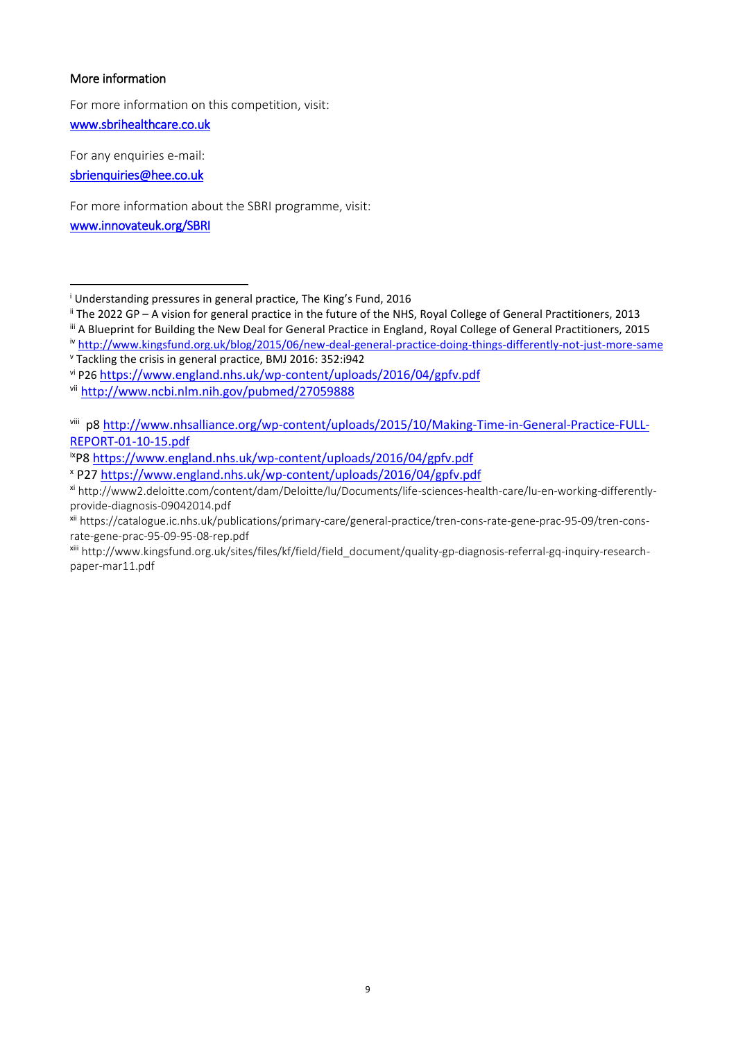### More information

For more information on this competition, visit:
[www.sbrihealthcare.co.uk](http://www.sbrihealthcare.co.uk)

For any enquiries e-mail:
[sbrienquiries@hee.co.uk](mailto:sbrienquiries@hee.co.uk)

For more information about the SBRI programme, visit:
[www.innovateuk.org/SBRI](http://www.innovateuk.org/SBRI)

---

[i] Understanding pressures in general practice, The King's Fund, 2016

[ii] The 2022 GP – A vision for general practice in the future of the NHS, Royal College of General Practitioners, 2013

[iii] A Blueprint for Building the New Deal for General Practice in England, Royal College of General Practitioners, 2015

[iv] http://www.kingsfund.org.uk/blog/2015/06/new-deal-general-practice-doing-things-differently-not-just-more-same

[v] Tackling the crisis in general practice, BMJ 2016: 352:i942

[vi] P26 https://www.england.nhs.uk/wp-content/uploads/2016/04/gpfv.pdf

[vii] http://www.ncbi.nlm.nih.gov/pubmed/27059888

[viii] p8 http://www.nhsalliance.org/wp-content/uploads/2015/10/Making-Time-in-General-Practice-FULL-REPORT-01-10-15.pdf

[ix] P8 https://www.england.nhs.uk/wp-content/uploads/2016/04/gpfv.pdf

[x] P27 https://www.england.nhs.uk/wp-content/uploads/2016/04/gpfv.pdf

[xi] http://www2.deloitte.com/content/dam/Deloitte/lu/Documents/life-sciences-health-care/lu-en-working-differently-provide-diagnosis-09042014.pdf

[xii] https://catalogue.ic.nhs.uk/publications/primary-care/general-practice/tren-cons-rate-gene-prac-95-09/tren-cons-rate-gene-prac-95-09-95-08-rep.pdf

[xiii] http://www.kingsfund.org.uk/sites/files/kf/field/field_document/quality-gp-diagnosis-referral-gq-inquiry-research-paper-mar11.pdf